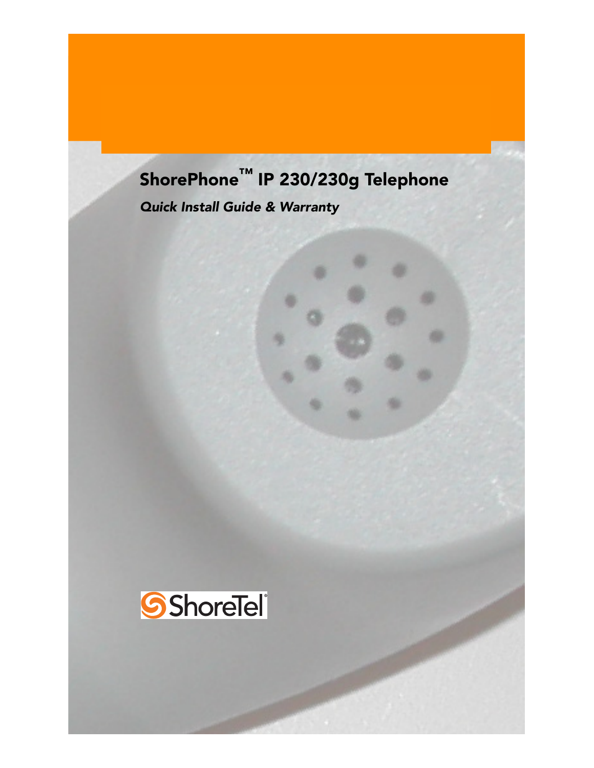# ShorePhone™ IP 230/230g Telephone

*Quick Install Guide & Warranty*

ShoreTel®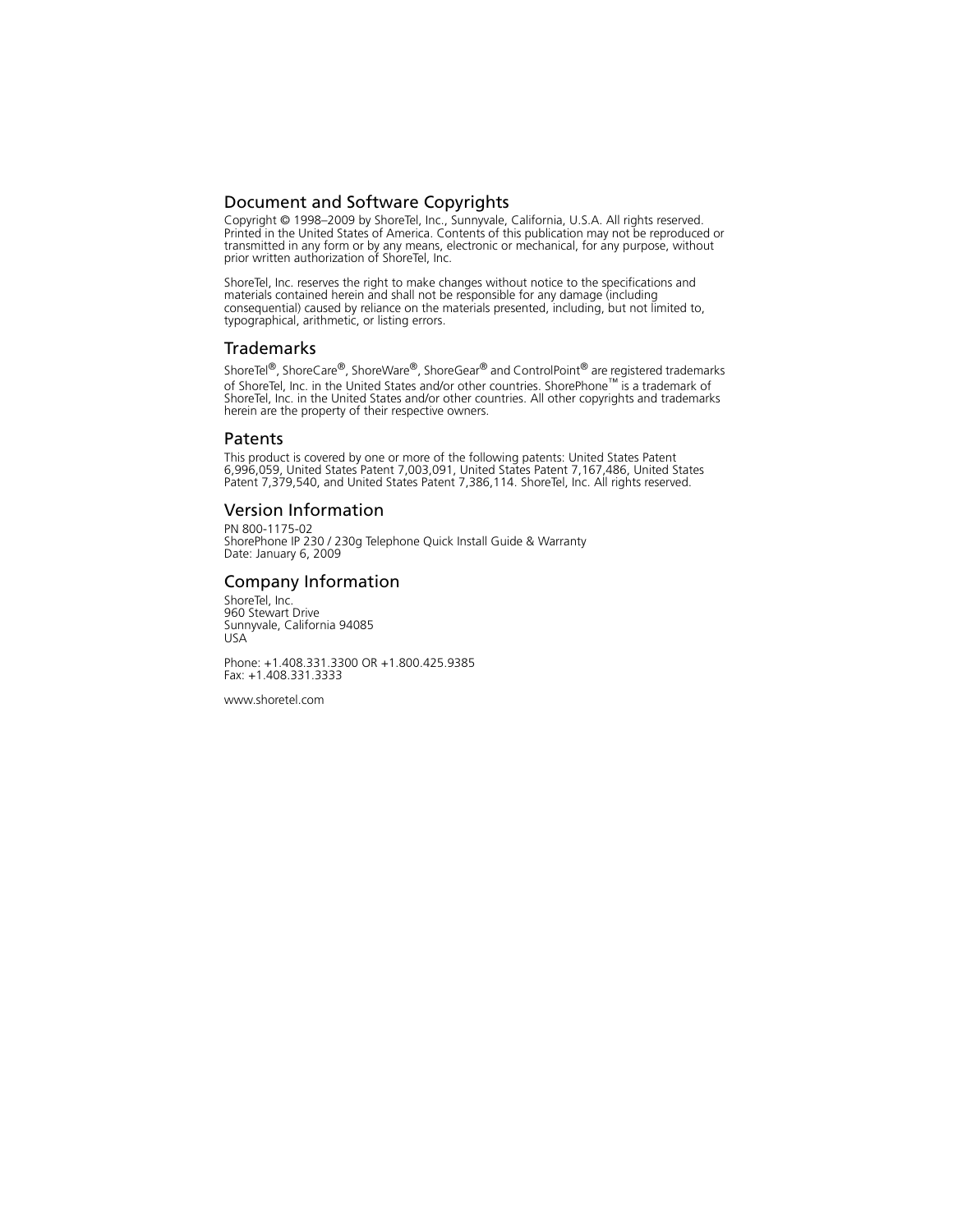## Document and Software Copyrights

Copyright © 1998–2009 by ShoreTel, Inc., Sunnyvale, California, U.S.A. All rights reserved. Printed in the United States of America. Contents of this publication may not be reproduced or transmitted in any form or by any means, electronic or mechanical, for any purpose, without prior written authorization of ShoreTel, Inc.

ShoreTel, Inc. reserves the right to make changes without notice to the specifications and materials contained herein and shall not be responsible for any damage (including consequential) caused by reliance on the materials presented, including, but not limited to, typographical, arithmetic, or listing errors.

## Trademarks

ShoreTel®, ShoreCare®, ShoreWare®, ShoreGear® and ControlPoint® are registered trademarks of ShoreTel, Inc. in the United States and/or other countries. ShorePhone™ is a trademark of ShoreTel, Inc. in the United States and/or other countries. All other copyrights and trademarks herein are the property of their respective owners.

## Patents

This product is covered by one or more of the following patents: United States Patent 6,996,059, United States Patent 7,003,091, United States Patent 7,167,486, United States Patent 7,379,540, and United States Patent 7,386,114. ShoreTel, Inc. All rights reserved.

## Version Information

PN 800-1175-02
ShorePhone IP 230 / 230g Telephone Quick Install Guide & Warranty
Date: January 6, 2009

## Company Information

ShoreTel, Inc.
960 Stewart Drive
Sunnyvale, California 94085
USA

Phone: +1.408.331.3300 OR +1.800.425.9385
Fax: +1.408.331.3333

www.shoretel.com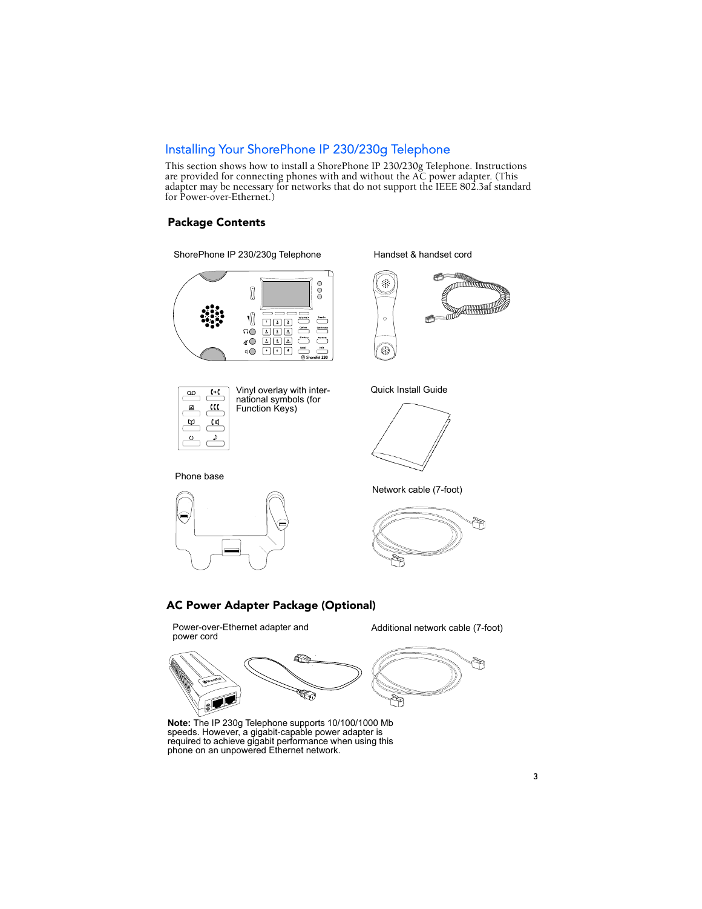# Installing Your ShorePhone IP 230/230g Telephone

This section shows how to install a ShorePhone IP 230/230g Telephone. Instructions are provided for connecting phones with and without the AC power adapter. (This adapter may be necessary for networks that do not support the IEEE 802.3af standard for Power-over-Ethernet.)

## Package Contents

ShorePhone IP 230/230g Telephone

Handset & handset cord

Vinyl overlay with international symbols (for Function Keys)

Quick Install Guide

Phone base

Network cable (7-foot)

## AC Power Adapter Package (Optional)

Power-over-Ethernet adapter and power cord

Additional network cable (7-foot)

**Note:** The IP 230g Telephone supports 10/100/1000 Mb speeds. However, a gigabit-capable power adapter is required to achieve gigabit performance when using this phone on an unpowered Ethernet network.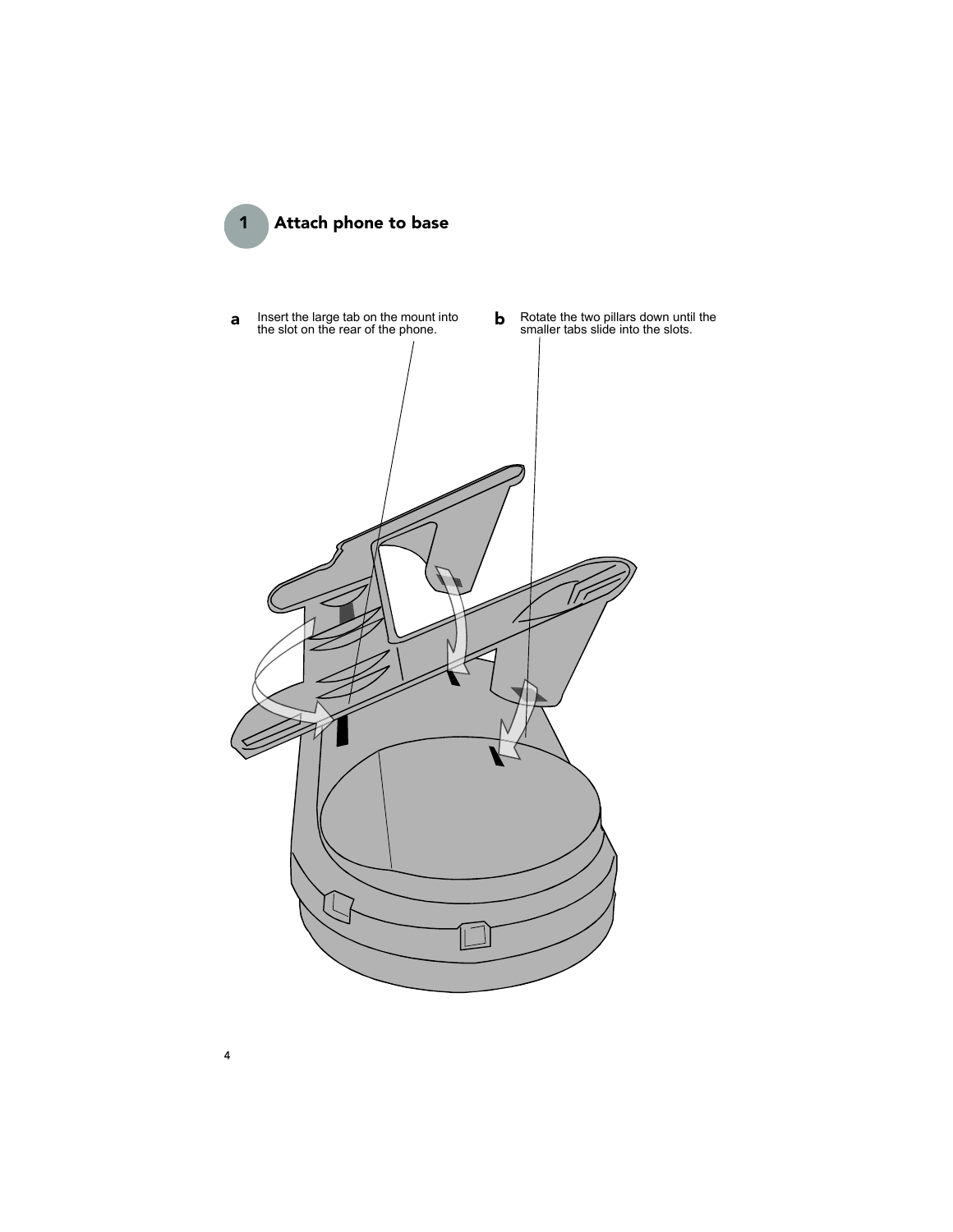## 1 Attach phone to base

**a** Insert the large tab on the mount into the slot on the rear of the phone.

**b** Rotate the two pillars down until the smaller tabs slide into the slots.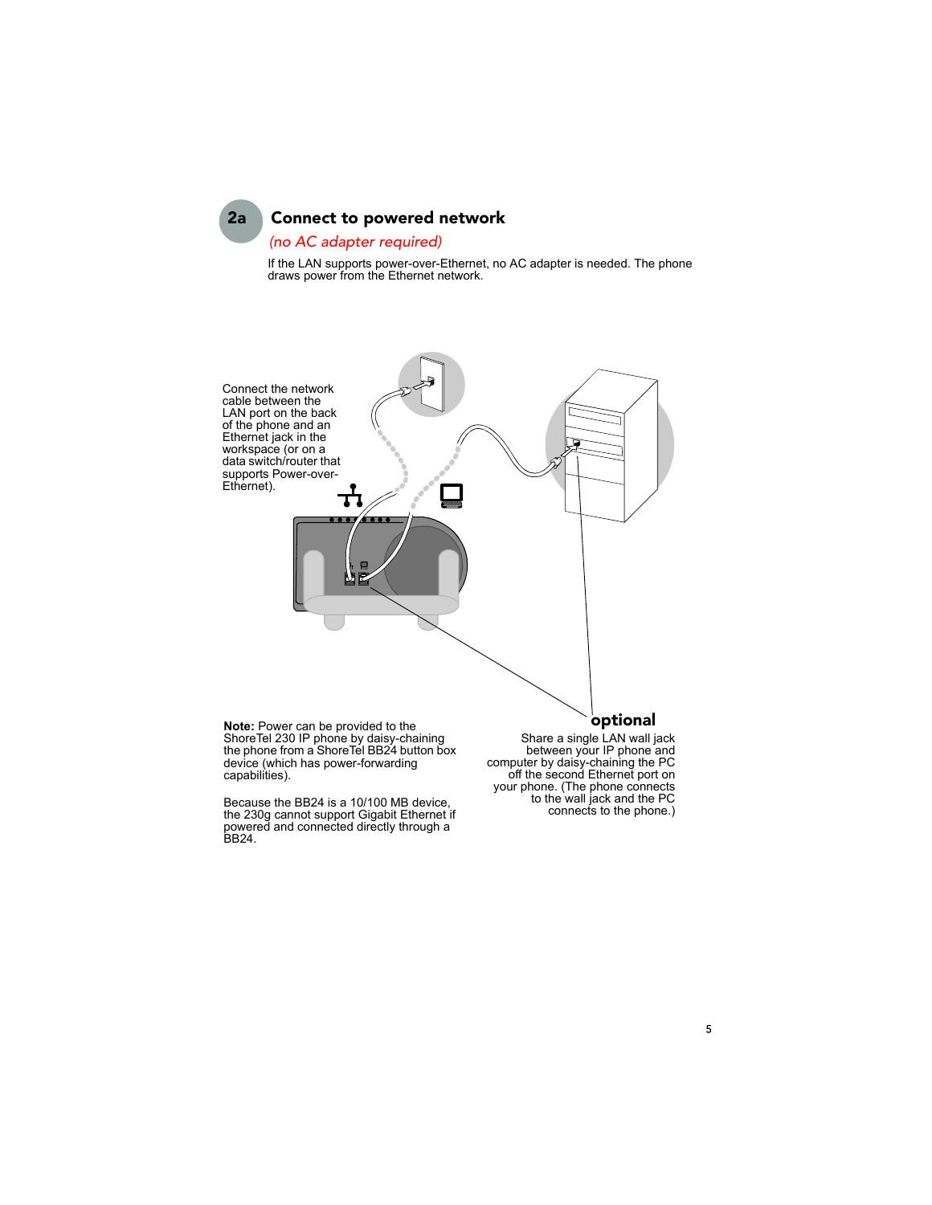## 2a Connect to powered network

*(no AC adapter required)*

If the LAN supports power-over-Ethernet, no AC adapter is needed. The phone draws power from the Ethernet network.

Connect the network cable between the LAN port on the back of the phone and an Ethernet jack in the workspace (or on a data switch/router that supports Power-over-Ethernet).

**optional**

Share a single LAN wall jack between your IP phone and computer by daisy-chaining the PC off the second Ethernet port on your phone. (The phone connects to the wall jack and the PC connects to the phone.)

**Note:** Power can be provided to the ShoreTel 230 IP phone by daisy-chaining the phone from a ShoreTel BB24 button box device (which has power-forwarding capabilities).

Because the BB24 is a 10/100 MB device, the 230g cannot support Gigabit Ethernet if powered and connected directly through a BB24.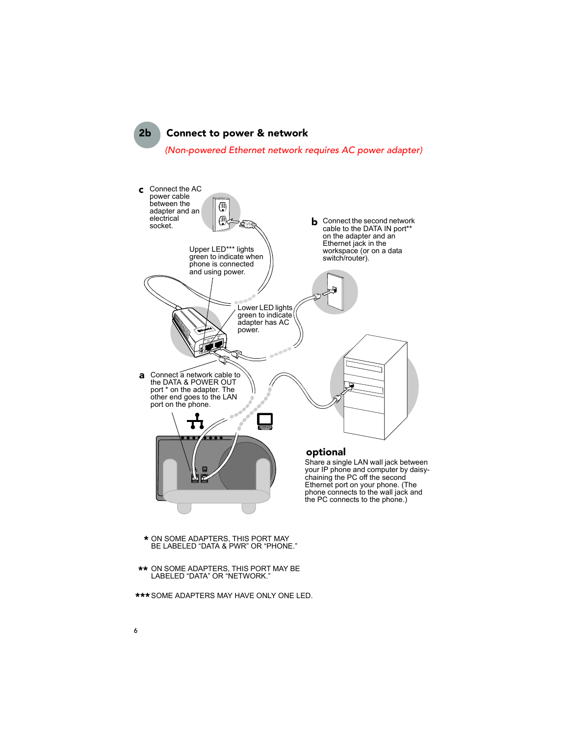## 2b Connect to power & network

*(Non-powered Ethernet network requires AC power adapter)*

**c** Connect the AC power cable between the adapter and an electrical socket.

**b** Connect the second network cable to the DATA IN port** on the adapter and an Ethernet jack in the workspace (or on a data switch/router).

Upper LED*** lights green to indicate when phone is connected and using power.

Lower LED lights green to indicate adapter has AC power.

**a** Connect a network cable to the DATA & POWER OUT port * on the adapter. The other end goes to the LAN port on the phone.

### optional

Share a single LAN wall jack between your IP phone and computer by daisy-chaining the PC off the second Ethernet port on your phone. (The phone connects to the wall jack and the PC connects to the phone.)

\* ON SOME ADAPTERS, THIS PORT MAY BE LABELED "DATA & PWR" OR "PHONE."

** ON SOME ADAPTERS, THIS PORT MAY BE LABELED "DATA" OR "NETWORK."

*** SOME ADAPTERS MAY HAVE ONLY ONE LED.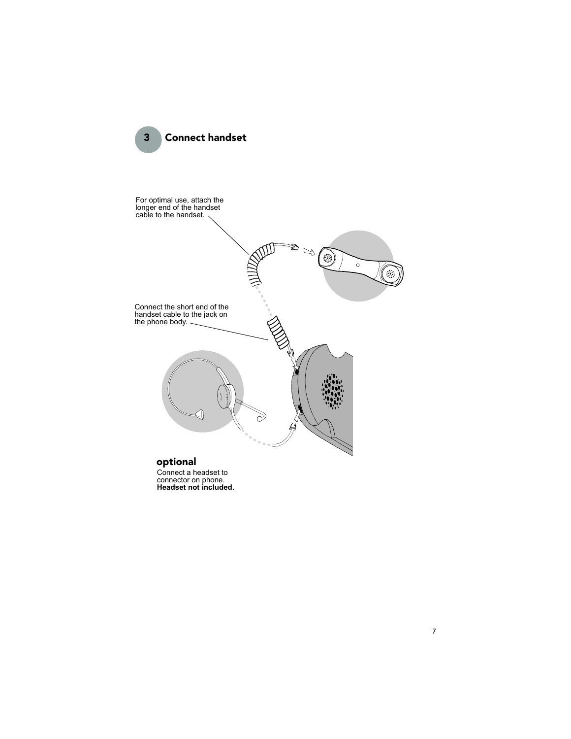## 3 Connect handset

For optimal use, attach the longer end of the handset cable to the handset.

Connect the short end of the handset cable to the jack on the phone body.

**optional**

Connect a headset to connector on phone.
**Headset not included.**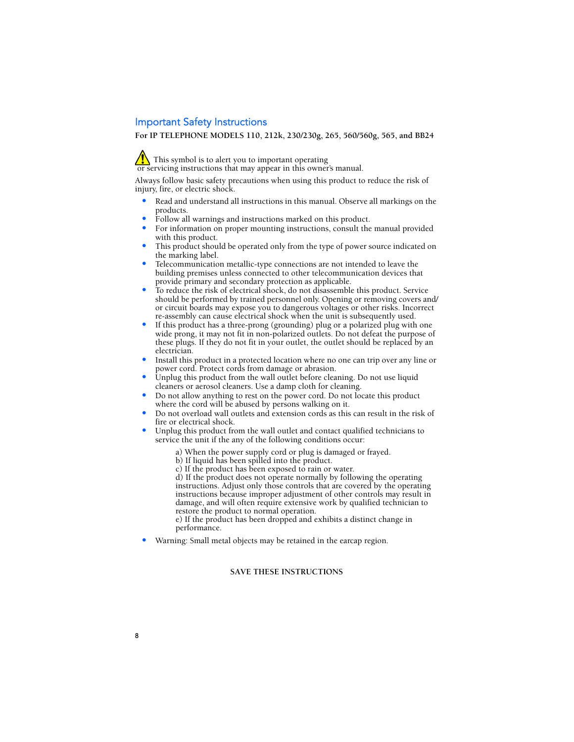## Important Safety Instructions

**For IP TELEPHONE MODELS 110, 212k, 230/230g, 265, 560/560g, 565, and BB24**

⚠ This symbol is to alert you to important operating or servicing instructions that may appear in this owner's manual.

Always follow basic safety precautions when using this product to reduce the risk of injury, fire, or electric shock.

- Read and understand all instructions in this manual. Observe all markings on the products.
- Follow all warnings and instructions marked on this product.
- For information on proper mounting instructions, consult the manual provided with this product.
- This product should be operated only from the type of power source indicated on the marking label.
- Telecommunication metallic-type connections are not intended to leave the building premises unless connected to other telecommunication devices that provide primary and secondary protection as applicable.
- To reduce the risk of electrical shock, do not disassemble this product. Service should be performed by trained personnel only. Opening or removing covers and/or circuit boards may expose you to dangerous voltages or other risks. Incorrect re-assembly can cause electrical shock when the unit is subsequently used.
- If this product has a three-prong (grounding) plug or a polarized plug with one wide prong, it may not fit in non-polarized outlets. Do not defeat the purpose of these plugs. If they do not fit in your outlet, the outlet should be replaced by an electrician.
- Install this product in a protected location where no one can trip over any line or power cord. Protect cords from damage or abrasion.
- Unplug this product from the wall outlet before cleaning. Do not use liquid cleaners or aerosol cleaners. Use a damp cloth for cleaning.
- Do not allow anything to rest on the power cord. Do not locate this product where the cord will be abused by persons walking on it.
- Do not overload wall outlets and extension cords as this can result in the risk of fire or electrical shock.
- Unplug this product from the wall outlet and contact qualified technicians to service the unit if the any of the following conditions occur:

  a) When the power supply cord or plug is damaged or frayed.
  b) If liquid has been spilled into the product.
  c) If the product has been exposed to rain or water.
  d) If the product does not operate normally by following the operating instructions. Adjust only those controls that are covered by the operating instructions because improper adjustment of other controls may result in damage, and will often require extensive work by qualified technician to restore the product to normal operation.
  e) If the product has been dropped and exhibits a distinct change in performance.

- Warning: Small metal objects may be retained in the earcap region.

**SAVE THESE INSTRUCTIONS**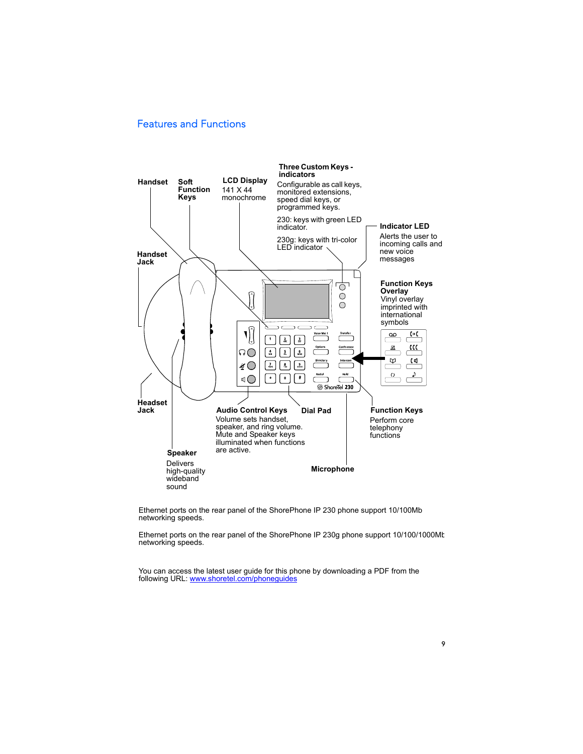## Features and Functions

**Handset**

**Soft Function Keys**

**LCD Display**
141 X 44 monochrome

**Three Custom Keys - indicators**
Configurable as call keys, monitored extensions, speed dial keys, or programmed keys.

230: keys with green LED indicator.

230g: keys with tri-color LED indicator

**Indicator LED**
Alerts the user to incoming calls and new voice messages

**Handset Jack**

**Function Keys Overlay**
Vinyl overlay imprinted with international symbols

**Headset Jack**

**Audio Control Keys**
Volume sets handset, speaker, and ring volume. Mute and Speaker keys illuminated when functions are active.

**Dial Pad**

**Function Keys**
Perform core telephony functions

**Speaker**
Delivers high-quality wideband sound

**Microphone**

Ethernet ports on the rear panel of the ShorePhone IP 230 phone support 10/100Mb networking speeds.

Ethernet ports on the rear panel of the ShorePhone IP 230g phone support 10/100/1000Mb networking speeds.

You can access the latest user guide for this phone by downloading a PDF from the following URL: www.shoretel.com/phoneguides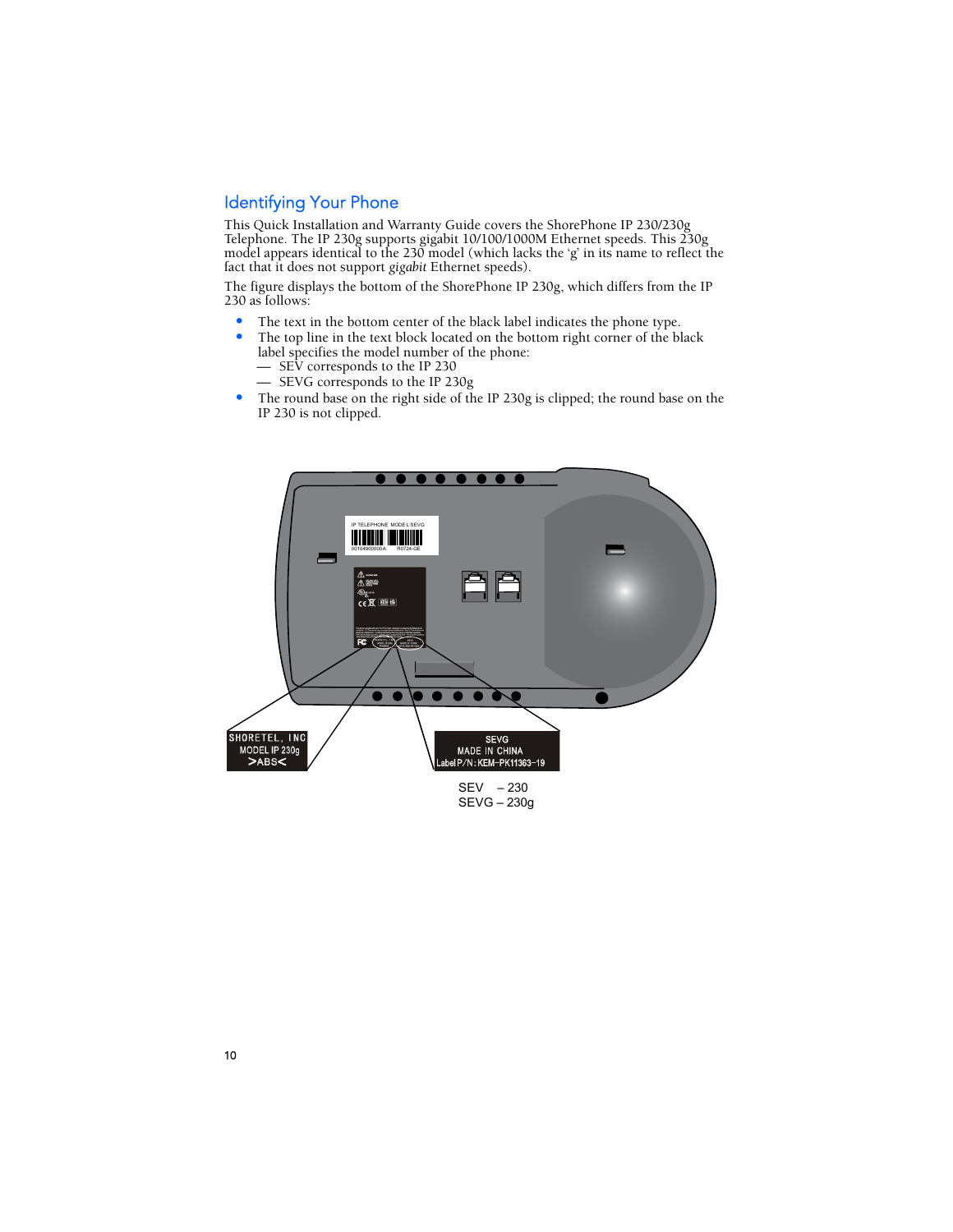## Identifying Your Phone

This Quick Installation and Warranty Guide covers the ShorePhone IP 230/230g Telephone. The IP 230g supports gigabit 10/100/1000M Ethernet speeds. This 230g model appears identical to the 230 model (which lacks the 'g' in its name to reflect the fact that it does not support *gigabit* Ethernet speeds).

The figure displays the bottom of the ShorePhone IP 230g, which differs from the IP 230 as follows:

- The text in the bottom center of the black label indicates the phone type.
- The top line in the text block located on the bottom right corner of the black label specifies the model number of the phone:
  - — SEV corresponds to the IP 230
  - — SEVG corresponds to the IP 230g
- The round base on the right side of the IP 230g is clipped; the round base on the IP 230 is not clipped.

IP TELEPHONE MODEL SEVG

00104900000A R0724-GE

SHORETEL, INC
MODEL IP 230g
>ABS<

SEVG
MADE IN CHINA
Label P/N: KEM-PK11363-19

SEV – 230
SEVG – 230g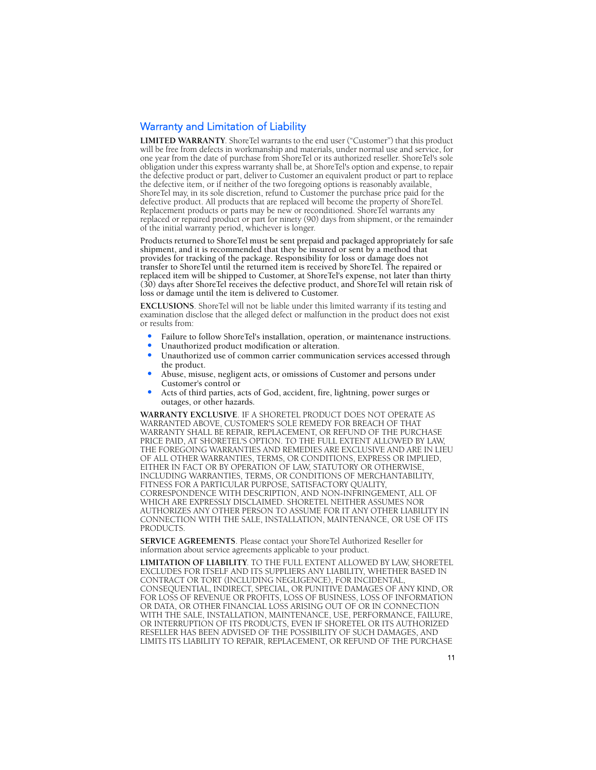## Warranty and Limitation of Liability

**LIMITED WARRANTY**. ShoreTel warrants to the end user ("Customer") that this product will be free from defects in workmanship and materials, under normal use and service, for one year from the date of purchase from ShoreTel or its authorized reseller. ShoreTel's sole obligation under this express warranty shall be, at ShoreTel's option and expense, to repair the defective product or part, deliver to Customer an equivalent product or part to replace the defective item, or if neither of the two foregoing options is reasonably available, ShoreTel may, in its sole discretion, refund to Customer the purchase price paid for the defective product. All products that are replaced will become the property of ShoreTel. Replacement products or parts may be new or reconditioned. ShoreTel warrants any replaced or repaired product or part for ninety (90) days from shipment, or the remainder of the initial warranty period, whichever is longer.

Products returned to ShoreTel must be sent prepaid and packaged appropriately for safe shipment, and it is recommended that they be insured or sent by a method that provides for tracking of the package. Responsibility for loss or damage does not transfer to ShoreTel until the returned item is received by ShoreTel. The repaired or replaced item will be shipped to Customer, at ShoreTel's expense, not later than thirty (30) days after ShoreTel receives the defective product, and ShoreTel will retain risk of loss or damage until the item is delivered to Customer.

**EXCLUSIONS**. ShoreTel will not be liable under this limited warranty if its testing and examination disclose that the alleged defect or malfunction in the product does not exist or results from:

- Failure to follow ShoreTel's installation, operation, or maintenance instructions.
- Unauthorized product modification or alteration.
- Unauthorized use of common carrier communication services accessed through the product.
- Abuse, misuse, negligent acts, or omissions of Customer and persons under Customer's control or
- Acts of third parties, acts of God, accident, fire, lightning, power surges or outages, or other hazards.

**WARRANTY EXCLUSIVE**. IF A SHORETEL PRODUCT DOES NOT OPERATE AS WARRANTED ABOVE, CUSTOMER'S SOLE REMEDY FOR BREACH OF THAT WARRANTY SHALL BE REPAIR, REPLACEMENT, OR REFUND OF THE PURCHASE PRICE PAID, AT SHORETEL'S OPTION. TO THE FULL EXTENT ALLOWED BY LAW, THE FOREGOING WARRANTIES AND REMEDIES ARE EXCLUSIVE AND ARE IN LIEU OF ALL OTHER WARRANTIES, TERMS, OR CONDITIONS, EXPRESS OR IMPLIED, EITHER IN FACT OR BY OPERATION OF LAW, STATUTORY OR OTHERWISE, INCLUDING WARRANTIES, TERMS, OR CONDITIONS OF MERCHANTABILITY, FITNESS FOR A PARTICULAR PURPOSE, SATISFACTORY QUALITY, CORRESPONDENCE WITH DESCRIPTION, AND NON-INFRINGEMENT, ALL OF WHICH ARE EXPRESSLY DISCLAIMED. SHORETEL NEITHER ASSUMES NOR AUTHORIZES ANY OTHER PERSON TO ASSUME FOR IT ANY OTHER LIABILITY IN CONNECTION WITH THE SALE, INSTALLATION, MAINTENANCE, OR USE OF ITS PRODUCTS.

**SERVICE AGREEMENTS**. Please contact your ShoreTel Authorized Reseller for information about service agreements applicable to your product.

**LIMITATION OF LIABILITY**. TO THE FULL EXTENT ALLOWED BY LAW, SHORETEL EXCLUDES FOR ITSELF AND ITS SUPPLIERS ANY LIABILITY, WHETHER BASED IN CONTRACT OR TORT (INCLUDING NEGLIGENCE), FOR INCIDENTAL, CONSEQUENTIAL, INDIRECT, SPECIAL, OR PUNITIVE DAMAGES OF ANY KIND, OR FOR LOSS OF REVENUE OR PROFITS, LOSS OF BUSINESS, LOSS OF INFORMATION OR DATA, OR OTHER FINANCIAL LOSS ARISING OUT OF OR IN CONNECTION WITH THE SALE, INSTALLATION, MAINTENANCE, USE, PERFORMANCE, FAILURE, OR INTERRUPTION OF ITS PRODUCTS, EVEN IF SHORETEL OR ITS AUTHORIZED RESELLER HAS BEEN ADVISED OF THE POSSIBILITY OF SUCH DAMAGES, AND LIMITS ITS LIABILITY TO REPAIR, REPLACEMENT, OR REFUND OF THE PURCHASE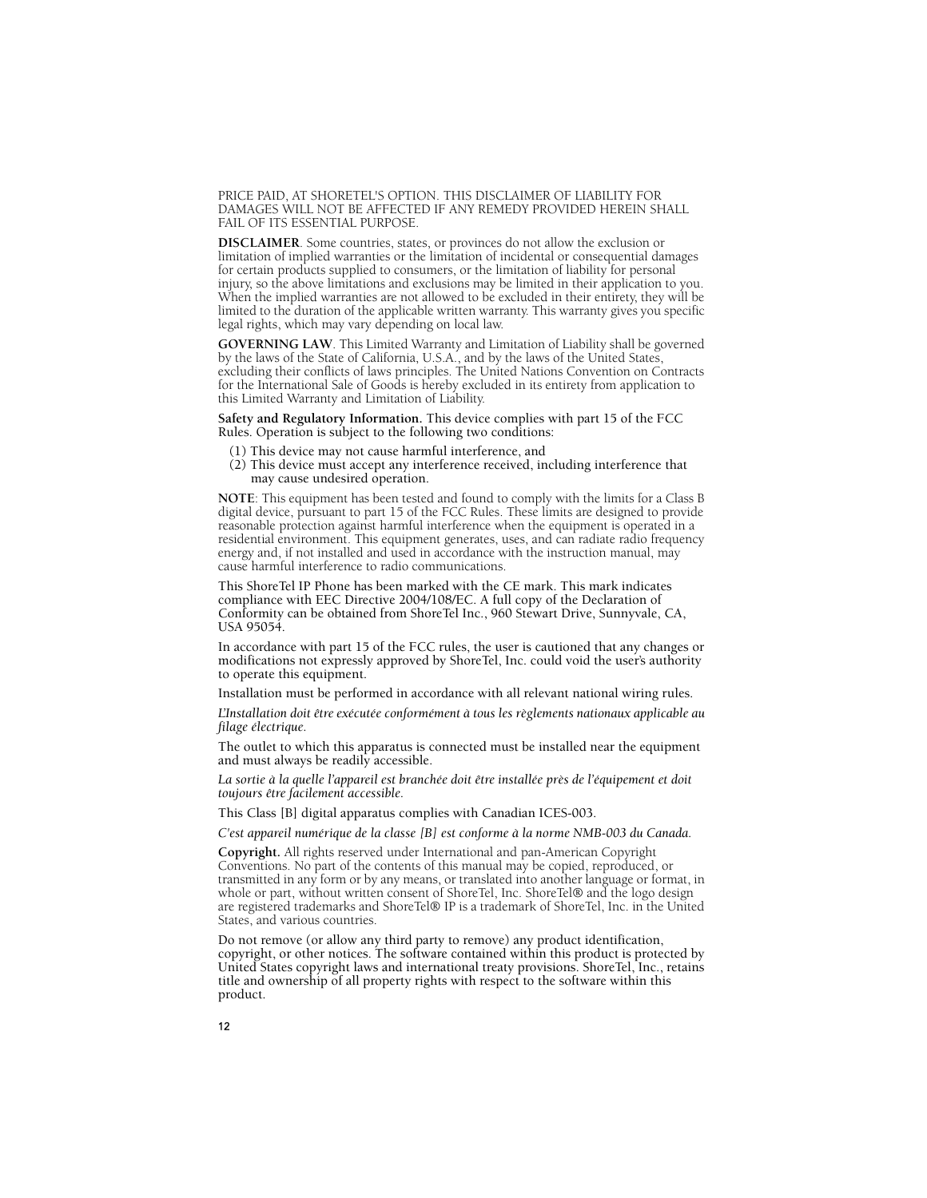PRICE PAID, AT SHORETEL'S OPTION. THIS DISCLAIMER OF LIABILITY FOR DAMAGES WILL NOT BE AFFECTED IF ANY REMEDY PROVIDED HEREIN SHALL FAIL OF ITS ESSENTIAL PURPOSE.

**DISCLAIMER**. Some countries, states, or provinces do not allow the exclusion or limitation of implied warranties or the limitation of incidental or consequential damages for certain products supplied to consumers, or the limitation of liability for personal injury, so the above limitations and exclusions may be limited in their application to you. When the implied warranties are not allowed to be excluded in their entirety, they will be limited to the duration of the applicable written warranty. This warranty gives you specific legal rights, which may vary depending on local law.

**GOVERNING LAW**. This Limited Warranty and Limitation of Liability shall be governed by the laws of the State of California, U.S.A., and by the laws of the United States, excluding their conflicts of laws principles. The United Nations Convention on Contracts for the International Sale of Goods is hereby excluded in its entirety from application to this Limited Warranty and Limitation of Liability.

**Safety and Regulatory Information.** This device complies with part 15 of the FCC Rules. Operation is subject to the following two conditions:

(1) This device may not cause harmful interference, and
(2) This device must accept any interference received, including interference that may cause undesired operation.

**NOTE**: This equipment has been tested and found to comply with the limits for a Class B digital device, pursuant to part 15 of the FCC Rules. These limits are designed to provide reasonable protection against harmful interference when the equipment is operated in a residential environment. This equipment generates, uses, and can radiate radio frequency energy and, if not installed and used in accordance with the instruction manual, may cause harmful interference to radio communications.

This ShoreTel IP Phone has been marked with the CE mark. This mark indicates compliance with EEC Directive 2004/108/EC. A full copy of the Declaration of Conformity can be obtained from ShoreTel Inc., 960 Stewart Drive, Sunnyvale, CA, USA 95054.

In accordance with part 15 of the FCC rules, the user is cautioned that any changes or modifications not expressly approved by ShoreTel, Inc. could void the user's authority to operate this equipment.

Installation must be performed in accordance with all relevant national wiring rules.

*L'Installation doit être exécutée conformément à tous les règlements nationaux applicable au filage électrique.*

The outlet to which this apparatus is connected must be installed near the equipment and must always be readily accessible.

*La sortie à la quelle l'appareil est branchée doit être installée près de l'équipement et doit toujours être facilement accessible.*

This Class [B] digital apparatus complies with Canadian ICES-003.

*C'est appareil numérique de la classe [B] est conforme à la norme NMB-003 du Canada.*

**Copyright.** All rights reserved under International and pan-American Copyright Conventions. No part of the contents of this manual may be copied, reproduced, or transmitted in any form or by any means, or translated into another language or format, in whole or part, without written consent of ShoreTel, Inc. ShoreTel® and the logo design are registered trademarks and ShoreTel® IP is a trademark of ShoreTel, Inc. in the United States, and various countries.

Do not remove (or allow any third party to remove) any product identification, copyright, or other notices. The software contained within this product is protected by United States copyright laws and international treaty provisions. ShoreTel, Inc., retains title and ownership of all property rights with respect to the software within this product.